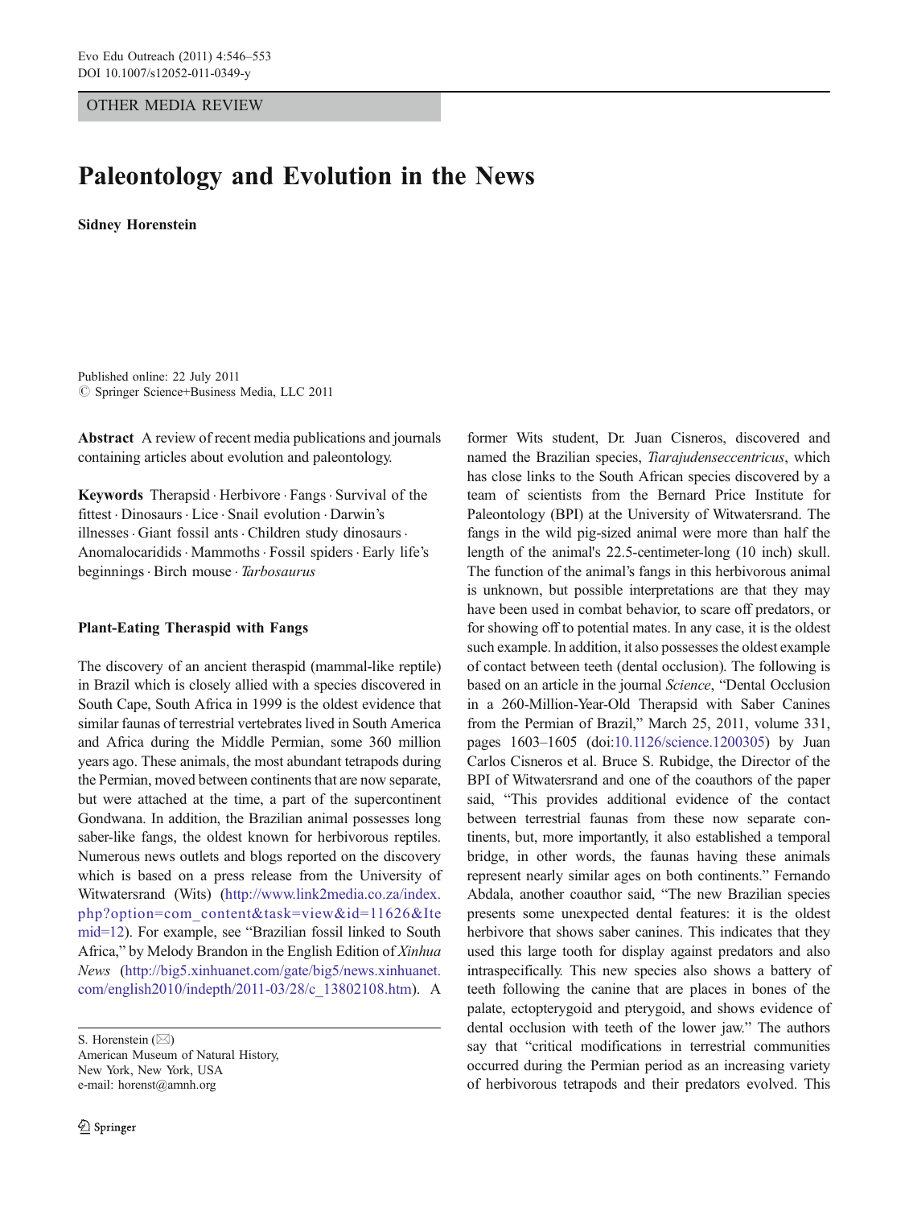OTHER MEDIA REVIEW

# Paleontology and Evolution in the News

**Sidney Horenstein**

Published online: 22 July 2011
© Springer Science+Business Media, LLC 2011

**Abstract** A review of recent media publications and journals containing articles about evolution and paleontology.

**Keywords** Therapsid · Herbivore · Fangs · Survival of the fittest · Dinosaurs · Lice · Snail evolution · Darwin's illnesses · Giant fossil ants · Children study dinosaurs · Anomalocaridids · Mammoths · Fossil spiders · Early life's beginnings · Birch mouse · *Tarbosaurus*

S. Horenstein (✉)
American Museum of Natural History,
New York, New York, USA
e-mail: horenst@amnh.org

### Plant-Eating Theraspid with Fangs

The discovery of an ancient theraspid (mammal-like reptile) in Brazil which is closely allied with a species discovered in South Cape, South Africa in 1999 is the oldest evidence that similar faunas of terrestrial vertebrates lived in South America and Africa during the Middle Permian, some 360 million years ago. These animals, the most abundant tetrapods during the Permian, moved between continents that are now separate, but were attached at the time, a part of the supercontinent Gondwana. In addition, the Brazilian animal possesses long saber-like fangs, the oldest known for herbivorous reptiles. Numerous news outlets and blogs reported on the discovery which is based on a press release from the University of Witwatersrand (Wits) (http://www.link2media.co.za/index.php?option=com_content&task=view&id=11626&Itemid=12). For example, see "Brazilian fossil linked to South Africa," by Melody Brandon in the English Edition of *Xinhua News* (http://big5.xinhuanet.com/gate/big5/news.xinhuanet.com/english2010/indepth/2011-03/28/c_13802108.htm). A former Wits student, Dr. Juan Cisneros, discovered and named the Brazilian species, *Tiarajudenseccentricus*, which has close links to the South African species discovered by a team of scientists from the Bernard Price Institute for Paleontology (BPI) at the University of Witwatersrand. The fangs in the wild pig-sized animal were more than half the length of the animal's 22.5-centimeter-long (10 inch) skull. The function of the animal's fangs in this herbivorous animal is unknown, but possible interpretations are that they may have been used in combat behavior, to scare off predators, or for showing off to potential mates. In any case, it is the oldest such example. In addition, it also possesses the oldest example of contact between teeth (dental occlusion). The following is based on an article in the journal *Science*, "Dental Occlusion in a 260-Million-Year-Old Therapsid with Saber Canines from the Permian of Brazil," March 25, 2011, volume 331, pages 1603–1605 (doi:10.1126/science.1200305) by Juan Carlos Cisneros et al. Bruce S. Rubidge, the Director of the BPI of Witwatersrand and one of the coauthors of the paper said, "This provides additional evidence of the contact between terrestrial faunas from these now separate continents, but, more importantly, it also established a temporal bridge, in other words, the faunas having these animals represent nearly similar ages on both continents." Fernando Abdala, another coauthor said, "The new Brazilian species presents some unexpected dental features: it is the oldest herbivore that shows saber canines. This indicates that they used this large tooth for display against predators and also intraspecifically. This new species also shows a battery of teeth following the canine that are places in bones of the palate, ectopterygoid and pterygoid, and shows evidence of dental occlusion with teeth of the lower jaw." The authors say that "critical modifications in terrestrial communities occurred during the Permian period as an increasing variety of herbivorous tetrapods and their predators evolved. This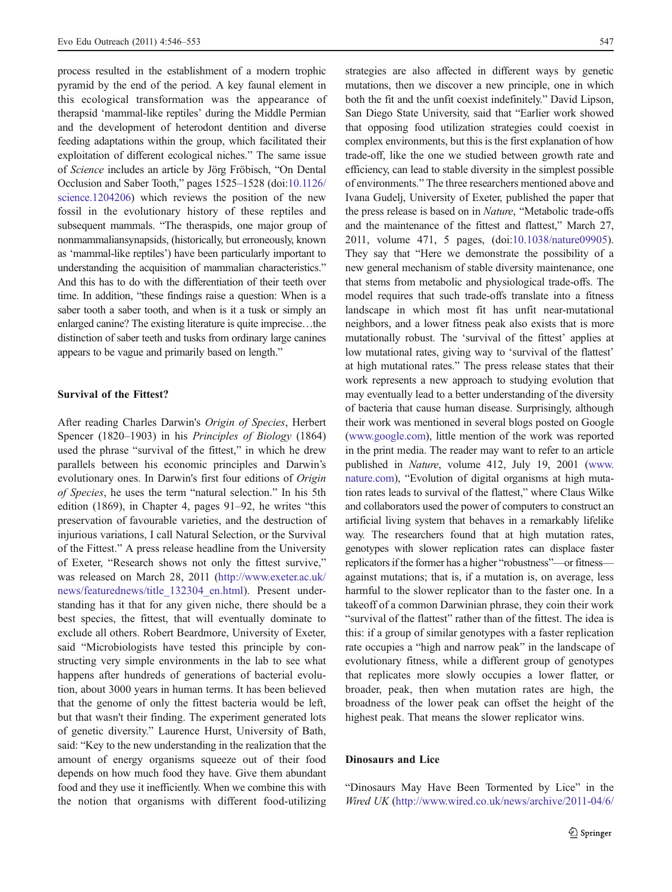process resulted in the establishment of a modern trophic pyramid by the end of the period. A key faunal element in this ecological transformation was the appearance of therapsid 'mammal-like reptiles' during the Middle Permian and the development of heterodont dentition and diverse feeding adaptations within the group, which facilitated their exploitation of different ecological niches." The same issue of *Science* includes an article by Jörg Fröbisch, "On Dental Occlusion and Saber Tooth," pages 1525–1528 (doi:10.1126/science.1204206) which reviews the position of the new fossil in the evolutionary history of these reptiles and subsequent mammals. "The theraspids, one major group of nonmammaliansynapsids, (historically, but erroneously, known as 'mammal-like reptiles') have been particularly important to understanding the acquisition of mammalian characteristics." And this has to do with the differentiation of their teeth over time. In addition, "these findings raise a question: When is a saber tooth a saber tooth, and when is it a tusk or simply an enlarged canine? The existing literature is quite imprecise…the distinction of saber teeth and tusks from ordinary large canines appears to be vague and primarily based on length."

## Survival of the Fittest?

After reading Charles Darwin's *Origin of Species*, Herbert Spencer (1820–1903) in his *Principles of Biology* (1864) used the phrase "survival of the fittest," in which he drew parallels between his economic principles and Darwin's evolutionary ones. In Darwin's first four editions of *Origin of Species*, he uses the term "natural selection." In his 5th edition (1869), in Chapter 4, pages 91–92, he writes "this preservation of favourable varieties, and the destruction of injurious variations, I call Natural Selection, or the Survival of the Fittest." A press release headline from the University of Exeter, "Research shows not only the fittest survive," was released on March 28, 2011 (http://www.exeter.ac.uk/news/featurednews/title_132304_en.html). Present understanding has it that for any given niche, there should be a best species, the fittest, that will eventually dominate to exclude all others. Robert Beardmore, University of Exeter, said "Microbiologists have tested this principle by constructing very simple environments in the lab to see what happens after hundreds of generations of bacterial evolution, about 3000 years in human terms. It has been believed that the genome of only the fittest bacteria would be left, but that wasn't their finding. The experiment generated lots of genetic diversity." Laurence Hurst, University of Bath, said: "Key to the new understanding in the realization that the amount of energy organisms squeeze out of their food depends on how much food they have. Give them abundant food and they use it inefficiently. When we combine this with the notion that organisms with different food-utilizing strategies are also affected in different ways by genetic mutations, then we discover a new principle, one in which both the fit and the unfit coexist indefinitely." David Lipson, San Diego State University, said that "Earlier work showed that opposing food utilization strategies could coexist in complex environments, but this is the first explanation of how trade-off, like the one we studied between growth rate and efficiency, can lead to stable diversity in the simplest possible of environments." The three researchers mentioned above and Ivana Gudelj, University of Exeter, published the paper that the press release is based on in *Nature*, "Metabolic trade-offs and the maintenance of the fittest and flattest," March 27, 2011, volume 471, 5 pages, (doi:10.1038/nature09905). They say that "Here we demonstrate the possibility of a new general mechanism of stable diversity maintenance, one that stems from metabolic and physiological trade-offs. The model requires that such trade-offs translate into a fitness landscape in which most fit has unfit near-mutational neighbors, and a lower fitness peak also exists that is more mutationally robust. The 'survival of the fittest' applies at low mutational rates, giving way to 'survival of the flattest' at high mutational rates." The press release states that their work represents a new approach to studying evolution that may eventually lead to a better understanding of the diversity of bacteria that cause human disease. Surprisingly, although their work was mentioned in several blogs posted on Google (www.google.com), little mention of the work was reported in the print media. The reader may want to refer to an article published in *Nature*, volume 412, July 19, 2001 (www.nature.com), "Evolution of digital organisms at high mutation rates leads to survival of the flattest," where Claus Wilke and collaborators used the power of computers to construct an artificial living system that behaves in a remarkably lifelike way. The researchers found that at high mutation rates, genotypes with slower replication rates can displace faster replicators if the former has a higher "robustness"—or fitness—against mutations; that is, if a mutation is, on average, less harmful to the slower replicator than to the faster one. In a takeoff of a common Darwinian phrase, they coin their work "survival of the flattest" rather than of the fittest. The idea is this: if a group of similar genotypes with a faster replication rate occupies a "high and narrow peak" in the landscape of evolutionary fitness, while a different group of genotypes that replicates more slowly occupies a lower flatter, or broader, peak, then when mutation rates are high, the broadness of the lower peak can offset the height of the highest peak. That means the slower replicator wins.

## Dinosaurs and Lice

"Dinosaurs May Have Been Tormented by Lice" in the *Wired UK* (http://www.wired.co.uk/news/archive/2011-04/6/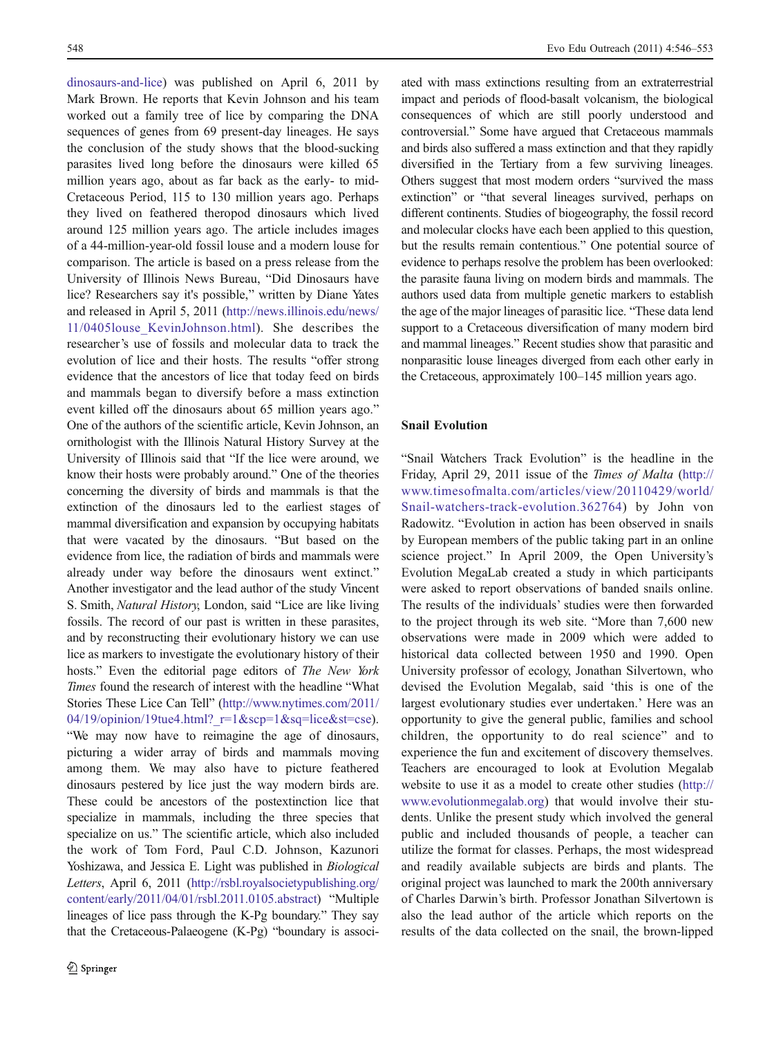dinosaurs-and-lice) was published on April 6, 2011 by Mark Brown. He reports that Kevin Johnson and his team worked out a family tree of lice by comparing the DNA sequences of genes from 69 present-day lineages. He says the conclusion of the study shows that the blood-sucking parasites lived long before the dinosaurs were killed 65 million years ago, about as far back as the early- to mid-Cretaceous Period, 115 to 130 million years ago. Perhaps they lived on feathered theropod dinosaurs which lived around 125 million years ago. The article includes images of a 44-million-year-old fossil louse and a modern louse for comparison. The article is based on a press release from the University of Illinois News Bureau, "Did Dinosaurs have lice? Researchers say it's possible," written by Diane Yates and released in April 5, 2011 (http://news.illinois.edu/news/11/0405louse_KevinJohnson.html). She describes the researcher's use of fossils and molecular data to track the evolution of lice and their hosts. The results "offer strong evidence that the ancestors of lice that today feed on birds and mammals began to diversify before a mass extinction event killed off the dinosaurs about 65 million years ago." One of the authors of the scientific article, Kevin Johnson, an ornithologist with the Illinois Natural History Survey at the University of Illinois said that "If the lice were around, we know their hosts were probably around." One of the theories concerning the diversity of birds and mammals is that the extinction of the dinosaurs led to the earliest stages of mammal diversification and expansion by occupying habitats that were vacated by the dinosaurs. "But based on the evidence from lice, the radiation of birds and mammals were already under way before the dinosaurs went extinct." Another investigator and the lead author of the study Vincent S. Smith, *Natural History*, London, said "Lice are like living fossils. The record of our past is written in these parasites, and by reconstructing their evolutionary history we can use lice as markers to investigate the evolutionary history of their hosts." Even the editorial page editors of *The New York Times* found the research of interest with the headline "What Stories These Lice Can Tell" (http://www.nytimes.com/2011/04/19/opinion/19tue4.html?_r=1&scp=1&sq=lice&st=cse). "We may now have to reimagine the age of dinosaurs, picturing a wider array of birds and mammals moving among them. We may also have to picture feathered dinosaurs pestered by lice just the way modern birds are. These could be ancestors of the postextinction lice that specialize in mammals, including the three species that specialize on us." The scientific article, which also included the work of Tom Ford, Paul C.D. Johnson, Kazunori Yoshizawa, and Jessica E. Light was published in *Biological Letters*, April 6, 2011 (http://rsbl.royalsocietypublishing.org/content/early/2011/04/01/rsbl.2011.0105.abstract) "Multiple lineages of lice pass through the K-Pg boundary." They say that the Cretaceous-Palaeogene (K-Pg) "boundary is associated with mass extinctions resulting from an extraterrestrial impact and periods of flood-basalt volcanism, the biological consequences of which are still poorly understood and controversial." Some have argued that Cretaceous mammals and birds also suffered a mass extinction and that they rapidly diversified in the Tertiary from a few surviving lineages. Others suggest that most modern orders "survived the mass extinction" or "that several lineages survived, perhaps on different continents. Studies of biogeography, the fossil record and molecular clocks have each been applied to this question, but the results remain contentious." One potential source of evidence to perhaps resolve the problem has been overlooked: the parasite fauna living on modern birds and mammals. The authors used data from multiple genetic markers to establish the age of the major lineages of parasitic lice. "These data lend support to a Cretaceous diversification of many modern bird and mammal lineages." Recent studies show that parasitic and nonparasitic louse lineages diverged from each other early in the Cretaceous, approximately 100–145 million years ago.

## Snail Evolution

"Snail Watchers Track Evolution" is the headline in the Friday, April 29, 2011 issue of the *Times of Malta* (http://www.timesofmalta.com/articles/view/20110429/world/Snail-watchers-track-evolution.362764) by John von Radowitz. "Evolution in action has been observed in snails by European members of the public taking part in an online science project." In April 2009, the Open University's Evolution MegaLab created a study in which participants were asked to report observations of banded snails online. The results of the individuals' studies were then forwarded to the project through its web site. "More than 7,600 new observations were made in 2009 which were added to historical data collected between 1950 and 1990. Open University professor of ecology, Jonathan Silvertown, who devised the Evolution Megalab, said 'this is one of the largest evolutionary studies ever undertaken.' Here was an opportunity to give the general public, families and school children, the opportunity to do real science" and to experience the fun and excitement of discovery themselves. Teachers are encouraged to look at Evolution Megalab website to use it as a model to create other studies (http://www.evolutionmegalab.org) that would involve their students. Unlike the present study which involved the general public and included thousands of people, a teacher can utilize the format for classes. Perhaps, the most widespread and readily available subjects are birds and plants. The original project was launched to mark the 200th anniversary of Charles Darwin's birth. Professor Jonathan Silvertown is also the lead author of the article which reports on the results of the data collected on the snail, the brown-lipped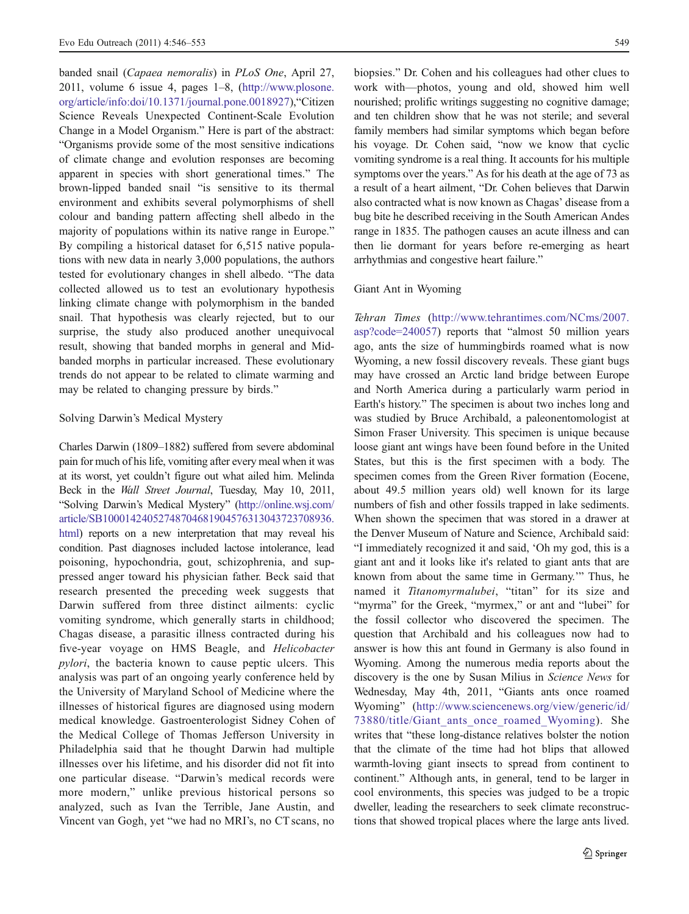banded snail (*Capaea nemoralis*) in *PLoS One*, April 27, 2011, volume 6 issue 4, pages 1–8, (http://www.plosone.org/article/info:doi/10.1371/journal.pone.0018927),"Citizen Science Reveals Unexpected Continent-Scale Evolution Change in a Model Organism." Here is part of the abstract: "Organisms provide some of the most sensitive indications of climate change and evolution responses are becoming apparent in species with short generational times." The brown-lipped banded snail "is sensitive to its thermal environment and exhibits several polymorphisms of shell colour and banding pattern affecting shell albedo in the majority of populations within its native range in Europe." By compiling a historical dataset for 6,515 native populations with new data in nearly 3,000 populations, the authors tested for evolutionary changes in shell albedo. "The data collected allowed us to test an evolutionary hypothesis linking climate change with polymorphism in the banded snail. That hypothesis was clearly rejected, but to our surprise, the study also produced another unequivocal result, showing that banded morphs in general and Mid-banded morphs in particular increased. These evolutionary trends do not appear to be related to climate warming and may be related to changing pressure by birds."

## Solving Darwin's Medical Mystery

Charles Darwin (1809–1882) suffered from severe abdominal pain for much of his life, vomiting after every meal when it was at its worst, yet couldn't figure out what ailed him. Melinda Beck in the *Wall Street Journal*, Tuesday, May 10, 2011, "Solving Darwin's Medical Mystery" (http://online.wsj.com/article/SB10001424052748704681904576313043723708936.html) reports on a new interpretation that may reveal his condition. Past diagnoses included lactose intolerance, lead poisoning, hypochondria, gout, schizophrenia, and suppressed anger toward his physician father. Beck said that research presented the preceding week suggests that Darwin suffered from three distinct ailments: cyclic vomiting syndrome, which generally starts in childhood; Chagas disease, a parasitic illness contracted during his five-year voyage on HMS Beagle, and *Helicobacter pylori*, the bacteria known to cause peptic ulcers. This analysis was part of an ongoing yearly conference held by the University of Maryland School of Medicine where the illnesses of historical figures are diagnosed using modern medical knowledge. Gastroenterologist Sidney Cohen of the Medical College of Thomas Jefferson University in Philadelphia said that he thought Darwin had multiple illnesses over his lifetime, and his disorder did not fit into one particular disease. "Darwin's medical records were more modern," unlike previous historical persons so analyzed, such as Ivan the Terrible, Jane Austin, and Vincent van Gogh, yet "we had no MRI's, no CT scans, no biopsies." Dr. Cohen and his colleagues had other clues to work with—photos, young and old, showed him well nourished; prolific writings suggesting no cognitive damage; and ten children show that he was not sterile; and several family members had similar symptoms which began before his voyage. Dr. Cohen said, "now we know that cyclic vomiting syndrome is a real thing. It accounts for his multiple symptoms over the years." As for his death at the age of 73 as a result of a heart ailment, "Dr. Cohen believes that Darwin also contracted what is now known as Chagas' disease from a bug bite he described receiving in the South American Andes range in 1835. The pathogen causes an acute illness and can then lie dormant for years before re-emerging as heart arrhythmias and congestive heart failure."

## Giant Ant in Wyoming

*Tehran Times* (http://www.tehrantimes.com/NCms/2007.asp?code=240057) reports that "almost 50 million years ago, ants the size of hummingbirds roamed what is now Wyoming, a new fossil discovery reveals. These giant bugs may have crossed an Arctic land bridge between Europe and North America during a particularly warm period in Earth's history." The specimen is about two inches long and was studied by Bruce Archibald, a paleonentomologist at Simon Fraser University. This specimen is unique because loose giant ant wings have been found before in the United States, but this is the first specimen with a body. The specimen comes from the Green River formation (Eocene, about 49.5 million years old) well known for its large numbers of fish and other fossils trapped in lake sediments. When shown the specimen that was stored in a drawer at the Denver Museum of Nature and Science, Archibald said: "I immediately recognized it and said, 'Oh my god, this is a giant ant and it looks like it's related to giant ants that are known from about the same time in Germany.'" Thus, he named it *Titanomyrmalubei*, "titan" for its size and "myrma" for the Greek, "myrmex," or ant and "lubei" for the fossil collector who discovered the specimen. The question that Archibald and his colleagues now had to answer is how this ant found in Germany is also found in Wyoming. Among the numerous media reports about the discovery is the one by Susan Milius in *Science News* for Wednesday, May 4th, 2011, "Giants ants once roamed Wyoming" (http://www.sciencenews.org/view/generic/id/73880/title/Giant_ants_once_roamed_Wyoming). She writes that "these long-distance relatives bolster the notion that the climate of the time had hot blips that allowed warmth-loving giant insects to spread from continent to continent." Although ants, in general, tend to be larger in cool environments, this species was judged to be a tropic dweller, leading the researchers to seek climate reconstructions that showed tropical places where the large ants lived.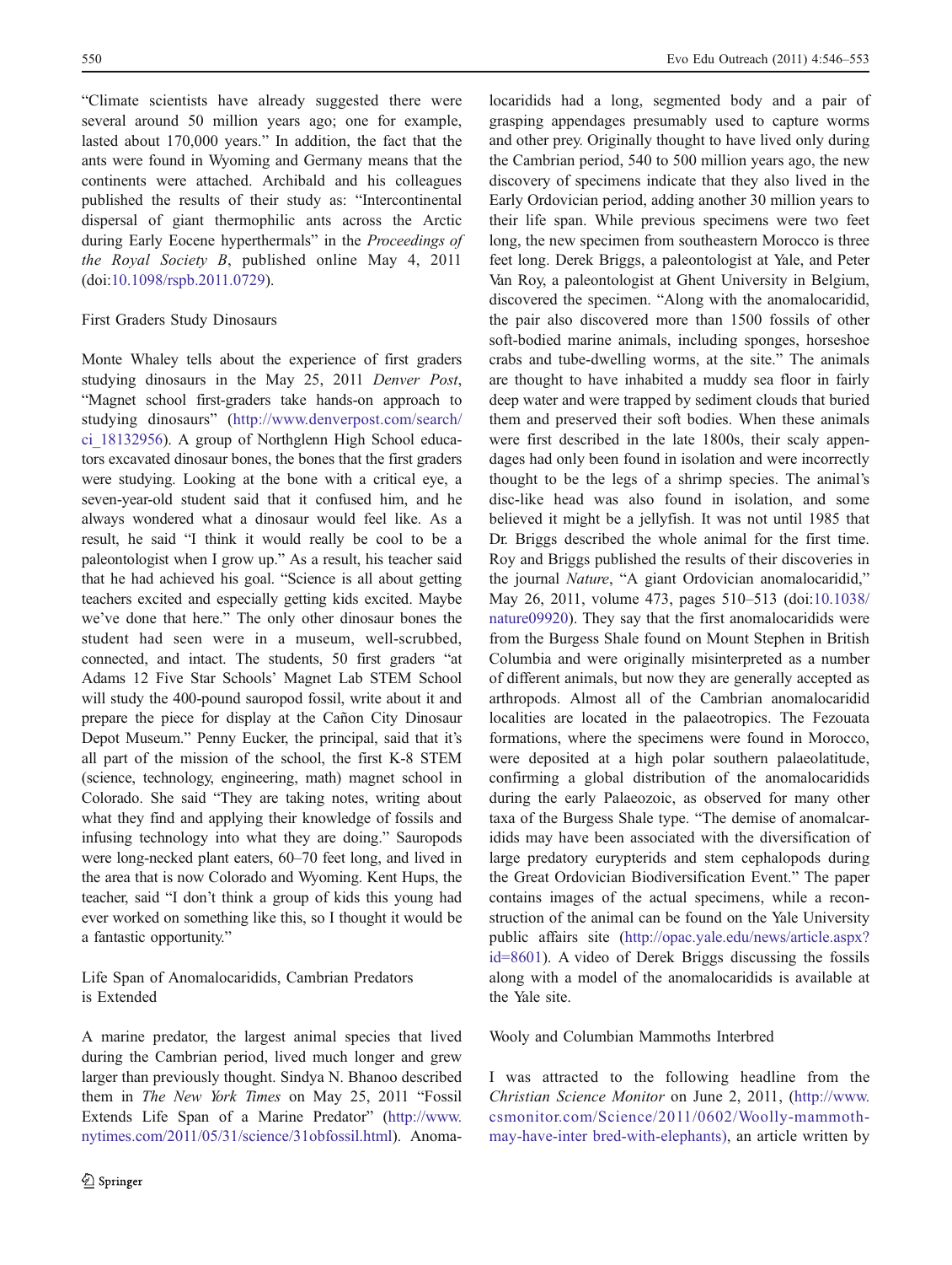"Climate scientists have already suggested there were several around 50 million years ago; one for example, lasted about 170,000 years." In addition, the fact that the ants were found in Wyoming and Germany means that the continents were attached. Archibald and his colleagues published the results of their study as: "Intercontinental dispersal of giant thermophilic ants across the Arctic during Early Eocene hyperthermals" in the *Proceedings of the Royal Society B*, published online May 4, 2011 (doi:10.1098/rspb.2011.0729).

## First Graders Study Dinosaurs

Monte Whaley tells about the experience of first graders studying dinosaurs in the May 25, 2011 *Denver Post*, "Magnet school first-graders take hands-on approach to studying dinosaurs" (http://www.denverpost.com/search/ci_18132956). A group of Northglenn High School educators excavated dinosaur bones, the bones that the first graders were studying. Looking at the bone with a critical eye, a seven-year-old student said that it confused him, and he always wondered what a dinosaur would feel like. As a result, he said "I think it would really be cool to be a paleontologist when I grow up." As a result, his teacher said that he had achieved his goal. "Science is all about getting teachers excited and especially getting kids excited. Maybe we've done that here." The only other dinosaur bones the student had seen were in a museum, well-scrubbed, connected, and intact. The students, 50 first graders "at Adams 12 Five Star Schools' Magnet Lab STEM School will study the 400-pound sauropod fossil, write about it and prepare the piece for display at the Cañon City Dinosaur Depot Museum." Penny Eucker, the principal, said that it's all part of the mission of the school, the first K-8 STEM (science, technology, engineering, math) magnet school in Colorado. She said "They are taking notes, writing about what they find and applying their knowledge of fossils and infusing technology into what they are doing." Sauropods were long-necked plant eaters, 60–70 feet long, and lived in the area that is now Colorado and Wyoming. Kent Hups, the teacher, said "I don't think a group of kids this young had ever worked on something like this, so I thought it would be a fantastic opportunity."

## Life Span of Anomalocaridids, Cambrian Predators is Extended

A marine predator, the largest animal species that lived during the Cambrian period, lived much longer and grew larger than previously thought. Sindya N. Bhanoo described them in *The New York Times* on May 25, 2011 "Fossil Extends Life Span of a Marine Predator" (http://www.nytimes.com/2011/05/31/science/31obfossil.html). Anomalocaridids had a long, segmented body and a pair of grasping appendages presumably used to capture worms and other prey. Originally thought to have lived only during the Cambrian period, 540 to 500 million years ago, the new discovery of specimens indicate that they also lived in the Early Ordovician period, adding another 30 million years to their life span. While previous specimens were two feet long, the new specimen from southeastern Morocco is three feet long. Derek Briggs, a paleontologist at Yale, and Peter Van Roy, a paleontologist at Ghent University in Belgium, discovered the specimen. "Along with the anomalocaridid, the pair also discovered more than 1500 fossils of other soft-bodied marine animals, including sponges, horseshoe crabs and tube-dwelling worms, at the site." The animals are thought to have inhabited a muddy sea floor in fairly deep water and were trapped by sediment clouds that buried them and preserved their soft bodies. When these animals were first described in the late 1800s, their scaly appendages had only been found in isolation and were incorrectly thought to be the legs of a shrimp species. The animal's disc-like head was also found in isolation, and some believed it might be a jellyfish. It was not until 1985 that Dr. Briggs described the whole animal for the first time. Roy and Briggs published the results of their discoveries in the journal *Nature*, "A giant Ordovician anomalocaridid," May 26, 2011, volume 473, pages 510–513 (doi:10.1038/nature09920). They say that the first anomalocaridids were from the Burgess Shale found on Mount Stephen in British Columbia and were originally misinterpreted as a number of different animals, but now they are generally accepted as arthropods. Almost all of the Cambrian anomalocaridid localities are located in the palaeotropics. The Fezouata formations, where the specimens were found in Morocco, were deposited at a high polar southern palaeolatitude, confirming a global distribution of the anomalocaridids during the early Palaeozoic, as observed for many other taxa of the Burgess Shale type. "The demise of anomalcaridids may have been associated with the diversification of large predatory eurypterids and stem cephalopods during the Great Ordovician Biodiversification Event." The paper contains images of the actual specimens, while a reconstruction of the animal can be found on the Yale University public affairs site (http://opac.yale.edu/news/article.aspx?id=8601). A video of Derek Briggs discussing the fossils along with a model of the anomalocaridids is available at the Yale site.

## Wooly and Columbian Mammoths Interbred

I was attracted to the following headline from the *Christian Science Monitor* on June 2, 2011, (http://www.csmonitor.com/Science/2011/0602/Woolly-mammoth-may-have-inter bred-with-elephants), an article written by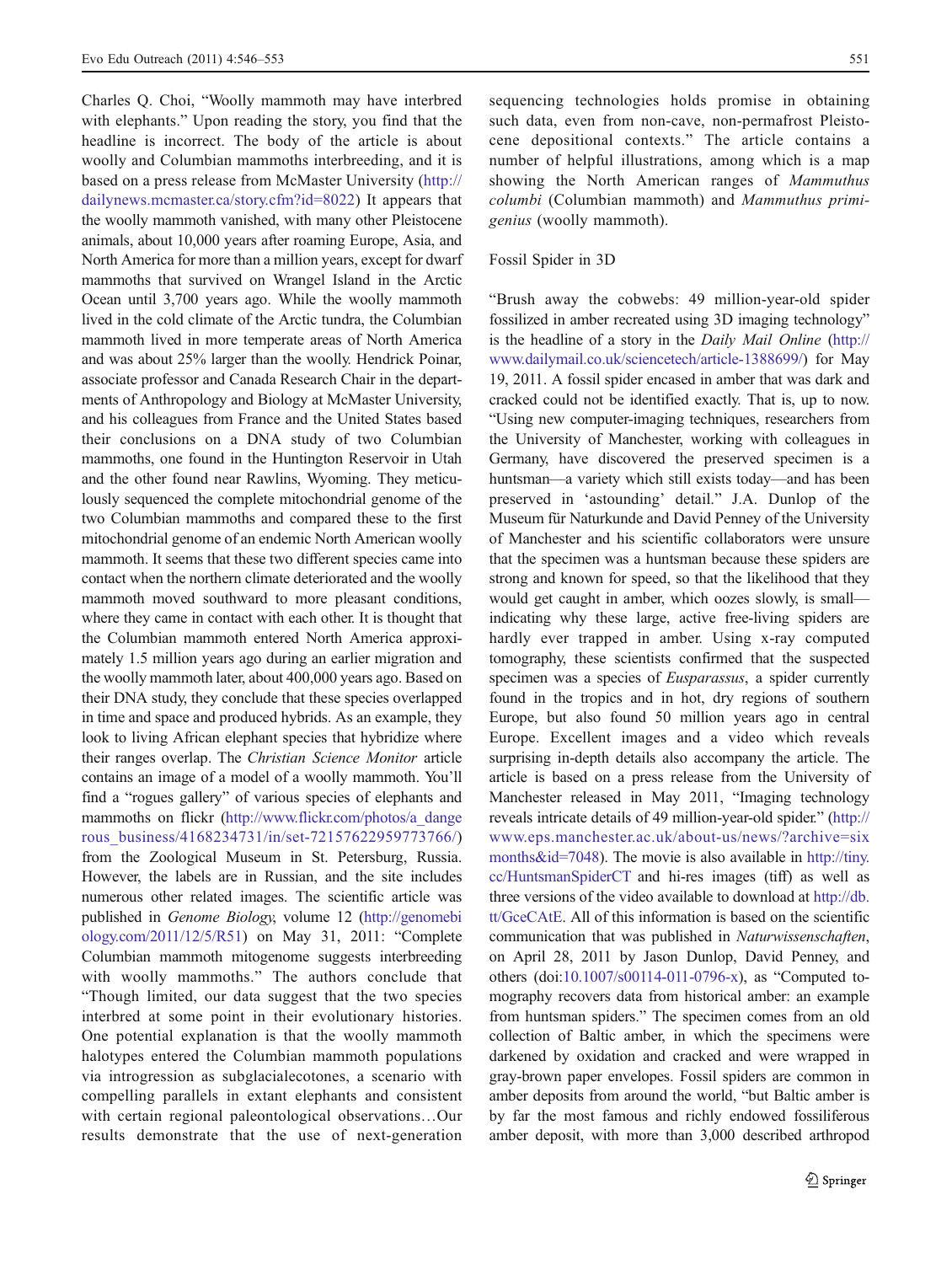Charles Q. Choi, "Woolly mammoth may have interbred with elephants." Upon reading the story, you find that the headline is incorrect. The body of the article is about woolly and Columbian mammoths interbreeding, and it is based on a press release from McMaster University (http://dailynews.mcmaster.ca/story.cfm?id=8022) It appears that the woolly mammoth vanished, with many other Pleistocene animals, about 10,000 years after roaming Europe, Asia, and North America for more than a million years, except for dwarf mammoths that survived on Wrangel Island in the Arctic Ocean until 3,700 years ago. While the woolly mammoth lived in the cold climate of the Arctic tundra, the Columbian mammoth lived in more temperate areas of North America and was about 25% larger than the woolly. Hendrick Poinar, associate professor and Canada Research Chair in the departments of Anthropology and Biology at McMaster University, and his colleagues from France and the United States based their conclusions on a DNA study of two Columbian mammoths, one found in the Huntington Reservoir in Utah and the other found near Rawlins, Wyoming. They meticulously sequenced the complete mitochondrial genome of the two Columbian mammoths and compared these to the first mitochondrial genome of an endemic North American woolly mammoth. It seems that these two different species came into contact when the northern climate deteriorated and the woolly mammoth moved southward to more pleasant conditions, where they came in contact with each other. It is thought that the Columbian mammoth entered North America approximately 1.5 million years ago during an earlier migration and the woolly mammoth later, about 400,000 years ago. Based on their DNA study, they conclude that these species overlapped in time and space and produced hybrids. As an example, they look to living African elephant species that hybridize where their ranges overlap. The *Christian Science Monitor* article contains an image of a model of a woolly mammoth. You'll find a "rogues gallery" of various species of elephants and mammoths on flickr (http://www.flickr.com/photos/a_dangerous_business/4168234731/in/set-72157622959773766/) from the Zoological Museum in St. Petersburg, Russia. However, the labels are in Russian, and the site includes numerous other related images. The scientific article was published in *Genome Biology*, volume 12 (http://genomebiology.com/2011/12/5/R51) on May 31, 2011: "Complete Columbian mammoth mitogenome suggests interbreeding with woolly mammoths." The authors conclude that "Though limited, our data suggest that the two species interbred at some point in their evolutionary histories. One potential explanation is that the woolly mammoth halotypes entered the Columbian mammoth populations via introgression as subglacialecotones, a scenario with compelling parallels in extant elephants and consistent with certain regional paleontological observations…Our results demonstrate that the use of next-generation sequencing technologies holds promise in obtaining such data, even from non-cave, non-permafrost Pleistocene depositional contexts." The article contains a number of helpful illustrations, among which is a map showing the North American ranges of *Mammuthus columbi* (Columbian mammoth) and *Mammuthus primigenius* (woolly mammoth).

## Fossil Spider in 3D

"Brush away the cobwebs: 49 million-year-old spider fossilized in amber recreated using 3D imaging technology" is the headline of a story in the *Daily Mail Online* (http://www.dailymail.co.uk/sciencetech/article-1388699/) for May 19, 2011. A fossil spider encased in amber that was dark and cracked could not be identified exactly. That is, up to now. "Using new computer-imaging techniques, researchers from the University of Manchester, working with colleagues in Germany, have discovered the preserved specimen is a huntsman—a variety which still exists today—and has been preserved in 'astounding' detail." J.A. Dunlop of the Museum für Naturkunde and David Penney of the University of Manchester and his scientific collaborators were unsure that the specimen was a huntsman because these spiders are strong and known for speed, so that the likelihood that they would get caught in amber, which oozes slowly, is small—indicating why these large, active free-living spiders are hardly ever trapped in amber. Using x-ray computed tomography, these scientists confirmed that the suspected specimen was a species of *Eusparassus*, a spider currently found in the tropics and in hot, dry regions of southern Europe, but also found 50 million years ago in central Europe. Excellent images and a video which reveals surprising in-depth details also accompany the article. The article is based on a press release from the University of Manchester released in May 2011, "Imaging technology reveals intricate details of 49 million-year-old spider." (http://www.eps.manchester.ac.uk/about-us/news/?archive=sixmonths&id=7048). The movie is also available in http://tiny.cc/HuntsmanSpiderCT and hi-res images (tiff) as well as three versions of the video available to download at http://db.tt/GceCAtE. All of this information is based on the scientific communication that was published in *Naturwissenschaften*, on April 28, 2011 by Jason Dunlop, David Penney, and others (doi:10.1007/s00114-011-0796-x), as "Computed tomography recovers data from historical amber: an example from huntsman spiders." The specimen comes from an old collection of Baltic amber, in which the specimens were darkened by oxidation and cracked and were wrapped in gray-brown paper envelopes. Fossil spiders are common in amber deposits from around the world, "but Baltic amber is by far the most famous and richly endowed fossiliferous amber deposit, with more than 3,000 described arthropod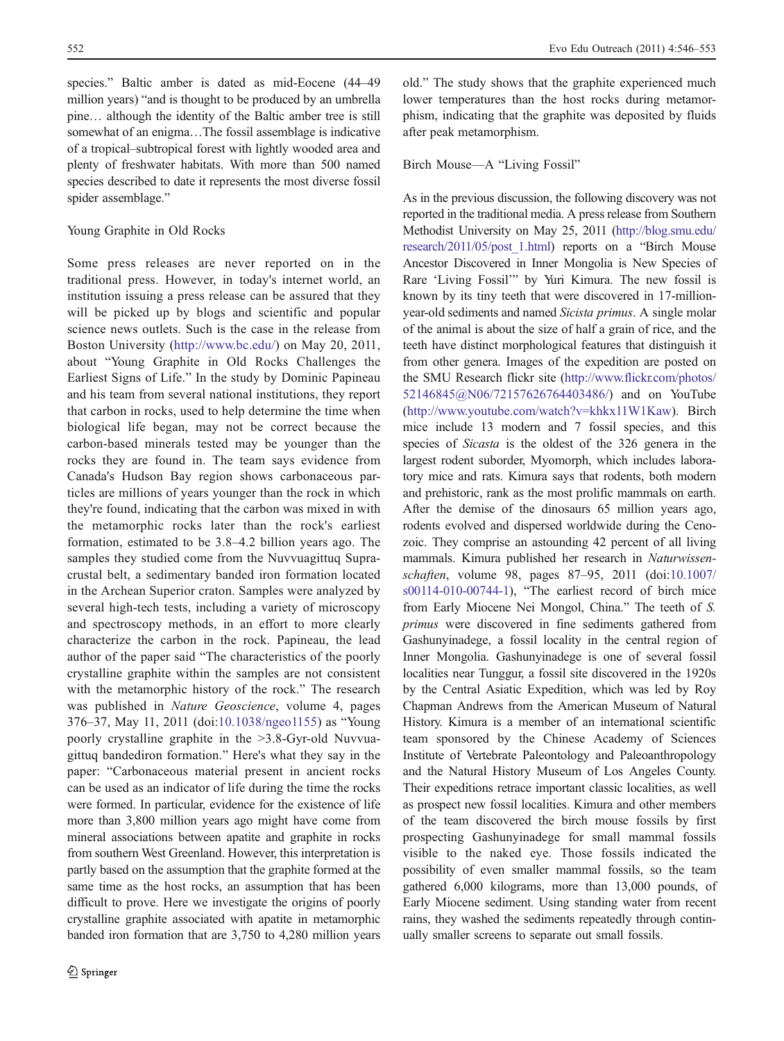species." Baltic amber is dated as mid-Eocene (44–49 million years) "and is thought to be produced by an umbrella pine… although the identity of the Baltic amber tree is still somewhat of an enigma…The fossil assemblage is indicative of a tropical–subtropical forest with lightly wooded area and plenty of freshwater habitats. With more than 500 named species described to date it represents the most diverse fossil spider assemblage."

## Young Graphite in Old Rocks

Some press releases are never reported on in the traditional press. However, in today's internet world, an institution issuing a press release can be assured that they will be picked up by blogs and scientific and popular science news outlets. Such is the case in the release from Boston University (http://www.bc.edu/) on May 20, 2011, about "Young Graphite in Old Rocks Challenges the Earliest Signs of Life." In the study by Dominic Papineau and his team from several national institutions, they report that carbon in rocks, used to help determine the time when biological life began, may not be correct because the carbon-based minerals tested may be younger than the rocks they are found in. The team says evidence from Canada's Hudson Bay region shows carbonaceous particles are millions of years younger than the rock in which they're found, indicating that the carbon was mixed in with the metamorphic rocks later than the rock's earliest formation, estimated to be 3.8–4.2 billion years ago. The samples they studied come from the Nuvvuagittuq Supracrustal belt, a sedimentary banded iron formation located in the Archean Superior craton. Samples were analyzed by several high-tech tests, including a variety of microscopy and spectroscopy methods, in an effort to more clearly characterize the carbon in the rock. Papineau, the lead author of the paper said "The characteristics of the poorly crystalline graphite within the samples are not consistent with the metamorphic history of the rock." The research was published in *Nature Geoscience*, volume 4, pages 376–37, May 11, 2011 (doi:10.1038/ngeo1155) as "Young poorly crystalline graphite in the >3.8-Gyr-old Nuvvuagittuq bandediron formation." Here's what they say in the paper: "Carbonaceous material present in ancient rocks can be used as an indicator of life during the time the rocks were formed. In particular, evidence for the existence of life more than 3,800 million years ago might have come from mineral associations between apatite and graphite in rocks from southern West Greenland. However, this interpretation is partly based on the assumption that the graphite formed at the same time as the host rocks, an assumption that has been difficult to prove. Here we investigate the origins of poorly crystalline graphite associated with apatite in metamorphic banded iron formation that are 3,750 to 4,280 million years old." The study shows that the graphite experienced much lower temperatures than the host rocks during metamorphism, indicating that the graphite was deposited by fluids after peak metamorphism.

## Birch Mouse—A "Living Fossil"

As in the previous discussion, the following discovery was not reported in the traditional media. A press release from Southern Methodist University on May 25, 2011 (http://blog.smu.edu/research/2011/05/post_1.html) reports on a "Birch Mouse Ancestor Discovered in Inner Mongolia is New Species of Rare 'Living Fossil'" by Yuri Kimura. The new fossil is known by its tiny teeth that were discovered in 17-million-year-old sediments and named *Sicista primus*. A single molar of the animal is about the size of half a grain of rice, and the teeth have distinct morphological features that distinguish it from other genera. Images of the expedition are posted on the SMU Research flickr site (http://www.flickr.com/photos/52146845@N06/72157626764403486/) and on YouTube (http://www.youtube.com/watch?v=khkx11W1Kaw). Birch mice include 13 modern and 7 fossil species, and this species of *Sicasta* is the oldest of the 326 genera in the largest rodent suborder, Myomorph, which includes laboratory mice and rats. Kimura says that rodents, both modern and prehistoric, rank as the most prolific mammals on earth. After the demise of the dinosaurs 65 million years ago, rodents evolved and dispersed worldwide during the Cenozoic. They comprise an astounding 42 percent of all living mammals. Kimura published her research in *Naturwissenschaften*, volume 98, pages 87–95, 2011 (doi:10.1007/s00114-010-00744-1), "The earliest record of birch mice from Early Miocene Nei Mongol, China." The teeth of *S. primus* were discovered in fine sediments gathered from Gashunyinadege, a fossil locality in the central region of Inner Mongolia. Gashunyinadege is one of several fossil localities near Tunggur, a fossil site discovered in the 1920s by the Central Asiatic Expedition, which was led by Roy Chapman Andrews from the American Museum of Natural History. Kimura is a member of an international scientific team sponsored by the Chinese Academy of Sciences Institute of Vertebrate Paleontology and Paleoanthropology and the Natural History Museum of Los Angeles County. Their expeditions retrace important classic localities, as well as prospect new fossil localities. Kimura and other members of the team discovered the birch mouse fossils by first prospecting Gashunyinadege for small mammal fossils visible to the naked eye. Those fossils indicated the possibility of even smaller mammal fossils, so the team gathered 6,000 kilograms, more than 13,000 pounds, of Early Miocene sediment. Using standing water from recent rains, they washed the sediments repeatedly through continually smaller screens to separate out small fossils.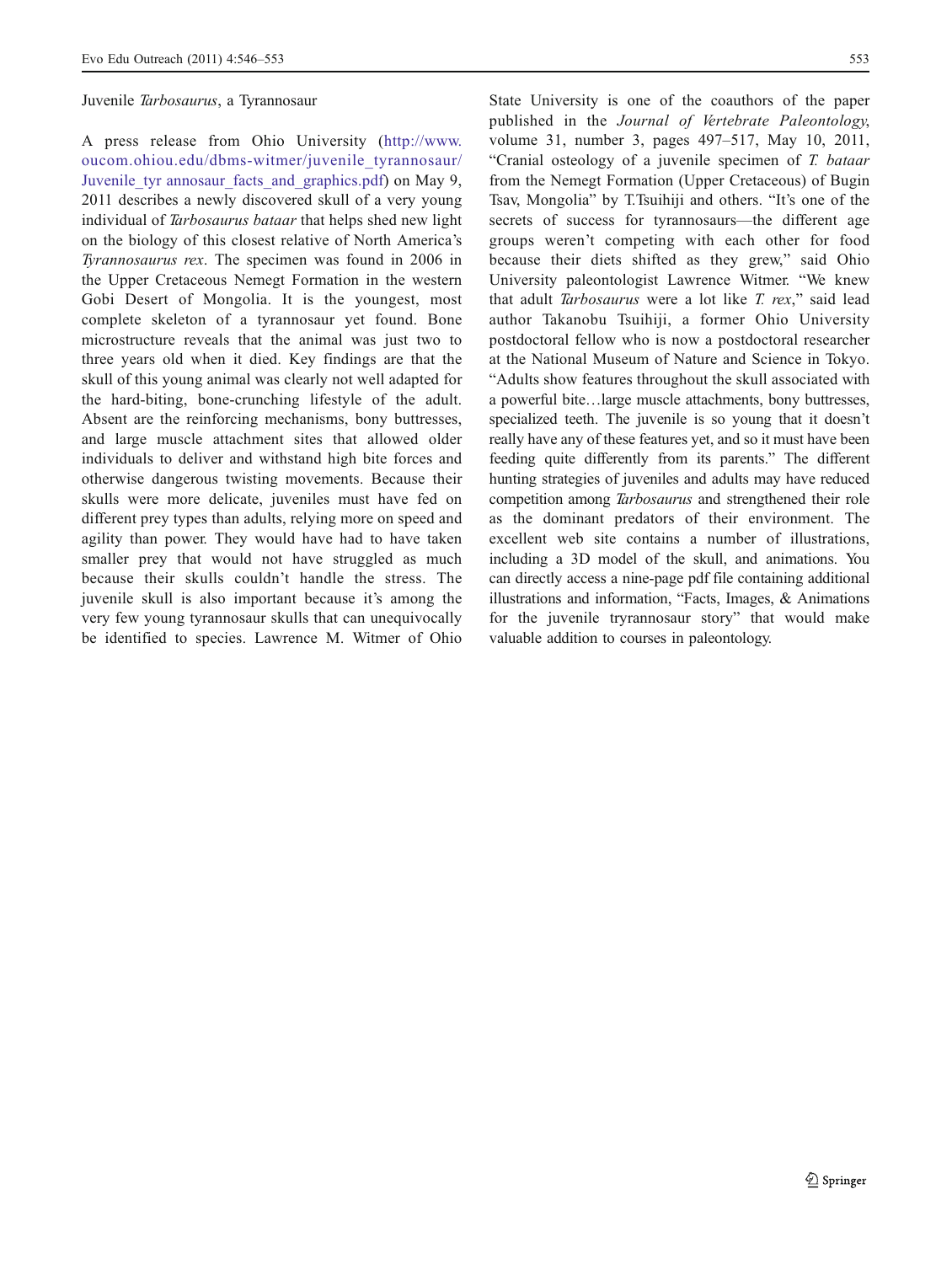Juvenile *Tarbosaurus*, a Tyrannosaur

A press release from Ohio University (http://www.oucom.ohiou.edu/dbms-witmer/juvenile_tyrannosaur/Juvenile_tyr annosaur_facts_and_graphics.pdf) on May 9, 2011 describes a newly discovered skull of a very young individual of *Tarbosaurus bataar* that helps shed new light on the biology of this closest relative of North America's *Tyrannosaurus rex*. The specimen was found in 2006 in the Upper Cretaceous Nemegt Formation in the western Gobi Desert of Mongolia. It is the youngest, most complete skeleton of a tyrannosaur yet found. Bone microstructure reveals that the animal was just two to three years old when it died. Key findings are that the skull of this young animal was clearly not well adapted for the hard-biting, bone-crunching lifestyle of the adult. Absent are the reinforcing mechanisms, bony buttresses, and large muscle attachment sites that allowed older individuals to deliver and withstand high bite forces and otherwise dangerous twisting movements. Because their skulls were more delicate, juveniles must have fed on different prey types than adults, relying more on speed and agility than power. They would have had to have taken smaller prey that would not have struggled as much because their skulls couldn't handle the stress. The juvenile skull is also important because it's among the very few young tyrannosaur skulls that can unequivocally be identified to species. Lawrence M. Witmer of Ohio State University is one of the coauthors of the paper published in the *Journal of Vertebrate Paleontology*, volume 31, number 3, pages 497–517, May 10, 2011, "Cranial osteology of a juvenile specimen of *T. bataar* from the Nemegt Formation (Upper Cretaceous) of Bugin Tsav, Mongolia" by T.Tsuihiji and others. "It's one of the secrets of success for tyrannosaurs—the different age groups weren't competing with each other for food because their diets shifted as they grew," said Ohio University paleontologist Lawrence Witmer. "We knew that adult *Tarbosaurus* were a lot like *T. rex*," said lead author Takanobu Tsuihiji, a former Ohio University postdoctoral fellow who is now a postdoctoral researcher at the National Museum of Nature and Science in Tokyo. "Adults show features throughout the skull associated with a powerful bite…large muscle attachments, bony buttresses, specialized teeth. The juvenile is so young that it doesn't really have any of these features yet, and so it must have been feeding quite differently from its parents." The different hunting strategies of juveniles and adults may have reduced competition among *Tarbosaurus* and strengthened their role as the dominant predators of their environment. The excellent web site contains a number of illustrations, including a 3D model of the skull, and animations. You can directly access a nine-page pdf file containing additional illustrations and information, "Facts, Images, & Animations for the juvenile tryrannosaur story" that would make valuable addition to courses in paleontology.